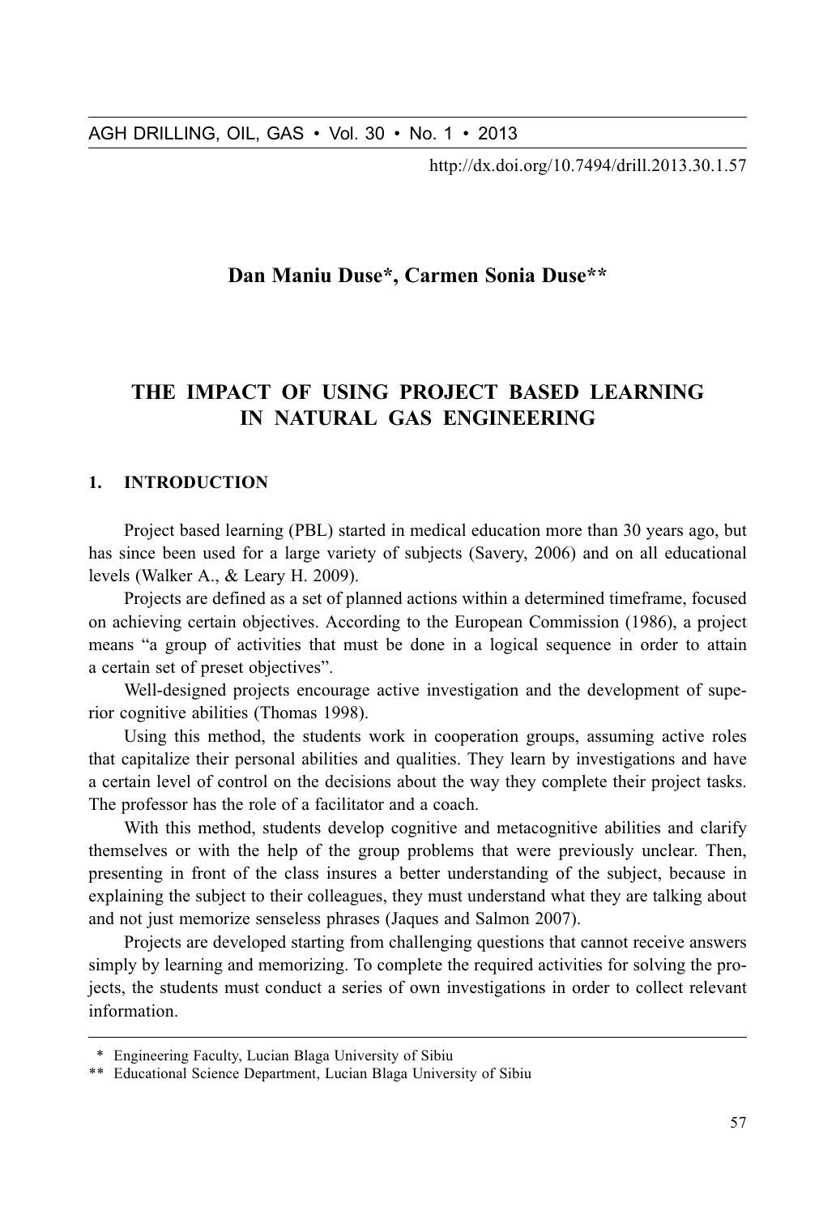Dan Maniu Duse*, Carmen Sonia Duse**

# THE IMPACT OF USING PROJECT BASED LEARNING IN NATURAL GAS ENGINEERING

## 1. INTRODUCTION

Project based learning (PBL) started in medical education more than 30 years ago, but has since been used for a large variety of subjects (Savery, 2006) and on all educational levels (Walker A., & Leary H. 2009).

Projects are defined as a set of planned actions within a determined timeframe, focused on achieving certain objectives. According to the European Commission (1986), a project means "a group of activities that must be done in a logical sequence in order to attain a certain set of preset objectives".

Well-designed projects encourage active investigation and the development of superior cognitive abilities (Thomas 1998).

Using this method, the students work in cooperation groups, assuming active roles that capitalize their personal abilities and qualities. They learn by investigations and have a certain level of control on the decisions about the way they complete their project tasks. The professor has the role of a facilitator and a coach.

With this method, students develop cognitive and metacognitive abilities and clarify themselves or with the help of the group problems that were previously unclear. Then, presenting in front of the class insures a better understanding of the subject, because in explaining the subject to their colleagues, they must understand what they are talking about and not just memorize senseless phrases (Jaques and Salmon 2007).

Projects are developed starting from challenging questions that cannot receive answers simply by learning and memorizing. To complete the required activities for solving the projects, the students must conduct a series of own investigations in order to collect relevant information.

---

\* Engineering Faculty, Lucian Blaga University of Sibiu

\*\* Educational Science Department, Lucian Blaga University of Sibiu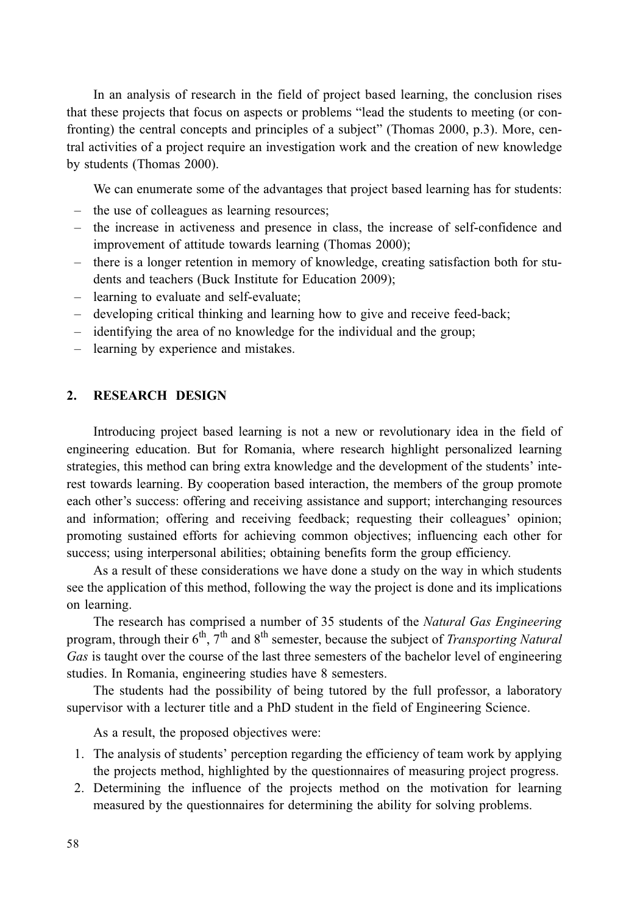In an analysis of research in the field of project based learning, the conclusion rises that these projects that focus on aspects or problems "lead the students to meeting (or confronting) the central concepts and principles of a subject" (Thomas 2000, p.3). More, central activities of a project require an investigation work and the creation of new knowledge by students (Thomas 2000).

We can enumerate some of the advantages that project based learning has for students:

- the use of colleagues as learning resources;
- the increase in activeness and presence in class, the increase of self-confidence and improvement of attitude towards learning (Thomas 2000);
- there is a longer retention in memory of knowledge, creating satisfaction both for students and teachers (Buck Institute for Education 2009);
- learning to evaluate and self-evaluate;
- developing critical thinking and learning how to give and receive feed-back;
- identifying the area of no knowledge for the individual and the group;
- learning by experience and mistakes.

## 2. RESEARCH DESIGN

Introducing project based learning is not a new or revolutionary idea in the field of engineering education. But for Romania, where research highlight personalized learning strategies, this method can bring extra knowledge and the development of the students' interest towards learning. By cooperation based interaction, the members of the group promote each other's success: offering and receiving assistance and support; interchanging resources and information; offering and receiving feedback; requesting their colleagues' opinion; promoting sustained efforts for achieving common objectives; influencing each other for success; using interpersonal abilities; obtaining benefits form the group efficiency.

As a result of these considerations we have done a study on the way in which students see the application of this method, following the way the project is done and its implications on learning.

The research has comprised a number of 35 students of the *Natural Gas Engineering* program, through their 6th, 7th and 8th semester, because the subject of *Transporting Natural Gas* is taught over the course of the last three semesters of the bachelor level of engineering studies. In Romania, engineering studies have 8 semesters.

The students had the possibility of being tutored by the full professor, a laboratory supervisor with a lecturer title and a PhD student in the field of Engineering Science.

As a result, the proposed objectives were:

1. The analysis of students' perception regarding the efficiency of team work by applying the projects method, highlighted by the questionnaires of measuring project progress.
2. Determining the influence of the projects method on the motivation for learning measured by the questionnaires for determining the ability for solving problems.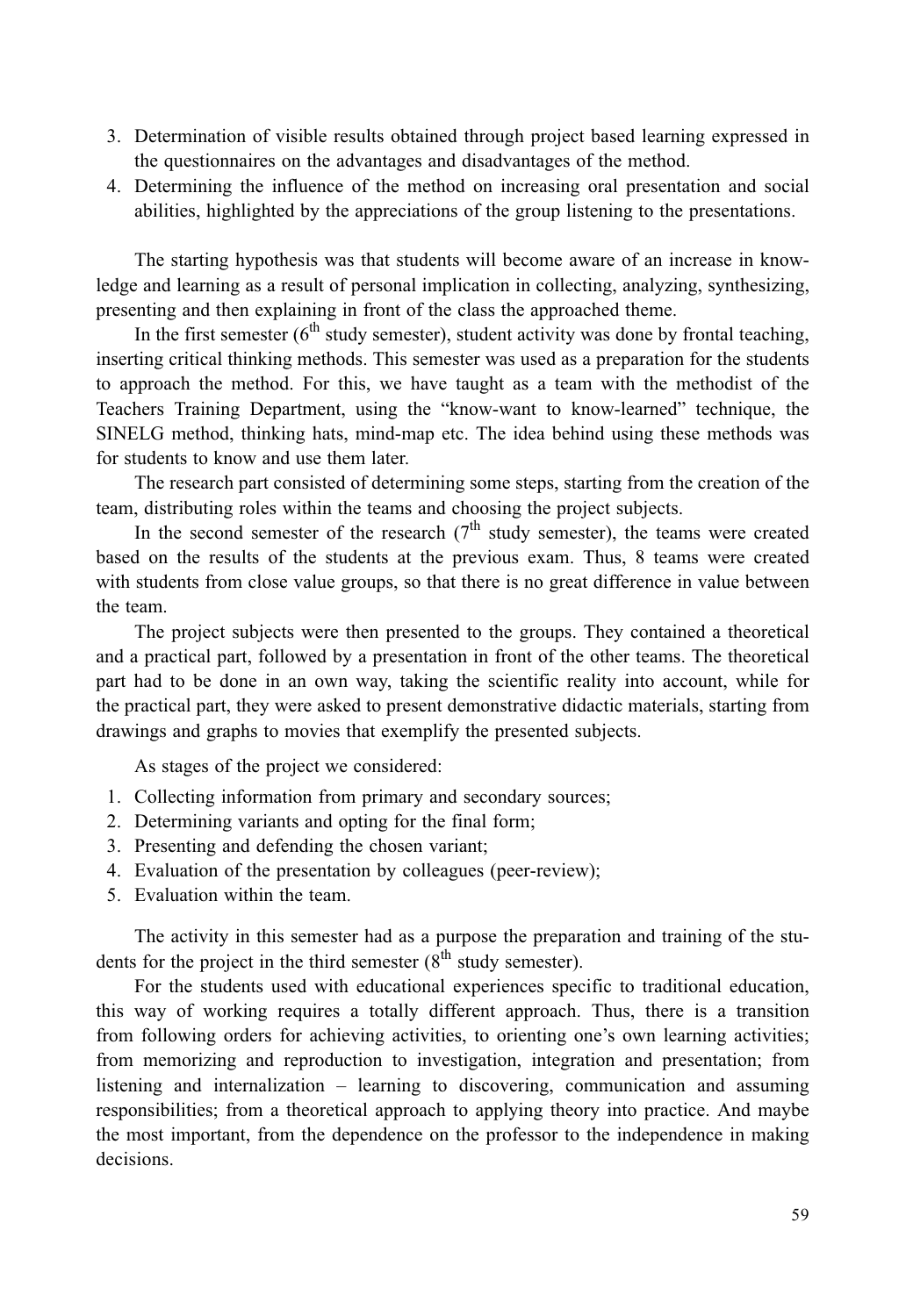3. Determination of visible results obtained through project based learning expressed in the questionnaires on the advantages and disadvantages of the method.
4. Determining the influence of the method on increasing oral presentation and social abilities, highlighted by the appreciations of the group listening to the presentations.

The starting hypothesis was that students will become aware of an increase in knowledge and learning as a result of personal implication in collecting, analyzing, synthesizing, presenting and then explaining in front of the class the approached theme.

In the first semester (6th study semester), student activity was done by frontal teaching, inserting critical thinking methods. This semester was used as a preparation for the students to approach the method. For this, we have taught as a team with the methodist of the Teachers Training Department, using the "know-want to know-learned" technique, the SINELG method, thinking hats, mind-map etc. The idea behind using these methods was for students to know and use them later.

The research part consisted of determining some steps, starting from the creation of the team, distributing roles within the teams and choosing the project subjects.

In the second semester of the research (7th study semester), the teams were created based on the results of the students at the previous exam. Thus, 8 teams were created with students from close value groups, so that there is no great difference in value between the team.

The project subjects were then presented to the groups. They contained a theoretical and a practical part, followed by a presentation in front of the other teams. The theoretical part had to be done in an own way, taking the scientific reality into account, while for the practical part, they were asked to present demonstrative didactic materials, starting from drawings and graphs to movies that exemplify the presented subjects.

As stages of the project we considered:

1. Collecting information from primary and secondary sources;
2. Determining variants and opting for the final form;
3. Presenting and defending the chosen variant;
4. Evaluation of the presentation by colleagues (peer-review);
5. Evaluation within the team.

The activity in this semester had as a purpose the preparation and training of the students for the project in the third semester (8th study semester).

For the students used with educational experiences specific to traditional education, this way of working requires a totally different approach. Thus, there is a transition from following orders for achieving activities, to orienting one's own learning activities; from memorizing and reproduction to investigation, integration and presentation; from listening and internalization – learning to discovering, communication and assuming responsibilities; from a theoretical approach to applying theory into practice. And maybe the most important, from the dependence on the professor to the independence in making decisions.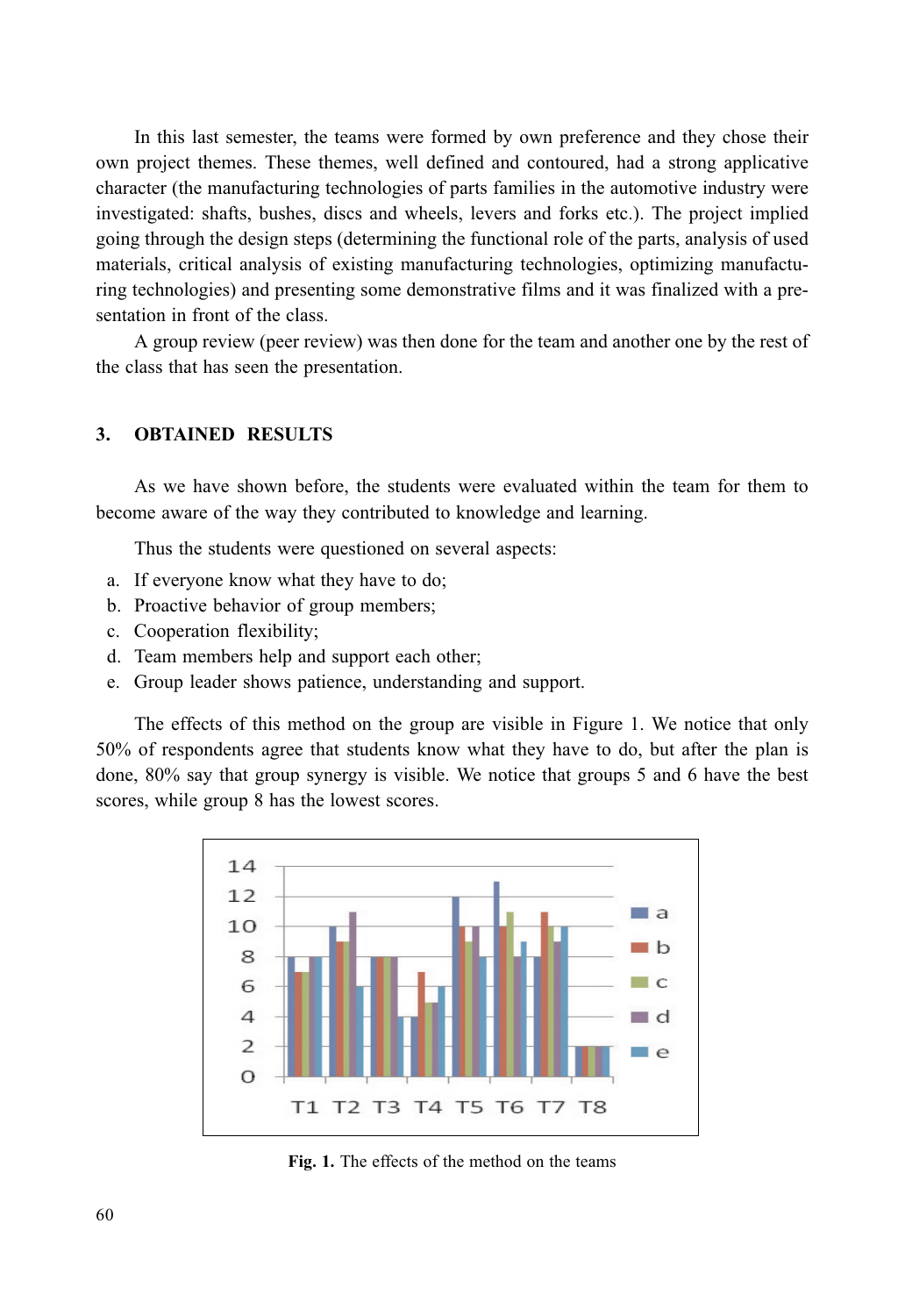In this last semester, the teams were formed by own preference and they chose their own project themes. These themes, well defined and contoured, had a strong applicative character (the manufacturing technologies of parts families in the automotive industry were investigated: shafts, bushes, discs and wheels, levers and forks etc.). The project implied going through the design steps (determining the functional role of the parts, analysis of used materials, critical analysis of existing manufacturing technologies, optimizing manufacturing technologies) and presenting some demonstrative films and it was finalized with a presentation in front of the class.

A group review (peer review) was then done for the team and another one by the rest of the class that has seen the presentation.

## 3. OBTAINED RESULTS

As we have shown before, the students were evaluated within the team for them to become aware of the way they contributed to knowledge and learning.

Thus the students were questioned on several aspects:

a. If everyone know what they have to do;
b. Proactive behavior of group members;
c. Cooperation flexibility;
d. Team members help and support each other;
e. Group leader shows patience, understanding and support.

The effects of this method on the group are visible in Figure 1. We notice that only 50% of respondents agree that students know what they have to do, but after the plan is done, 80% say that group synergy is visible. We notice that groups 5 and 6 have the best scores, while group 8 has the lowest scores.

**Fig. 1.** The effects of the method on the teams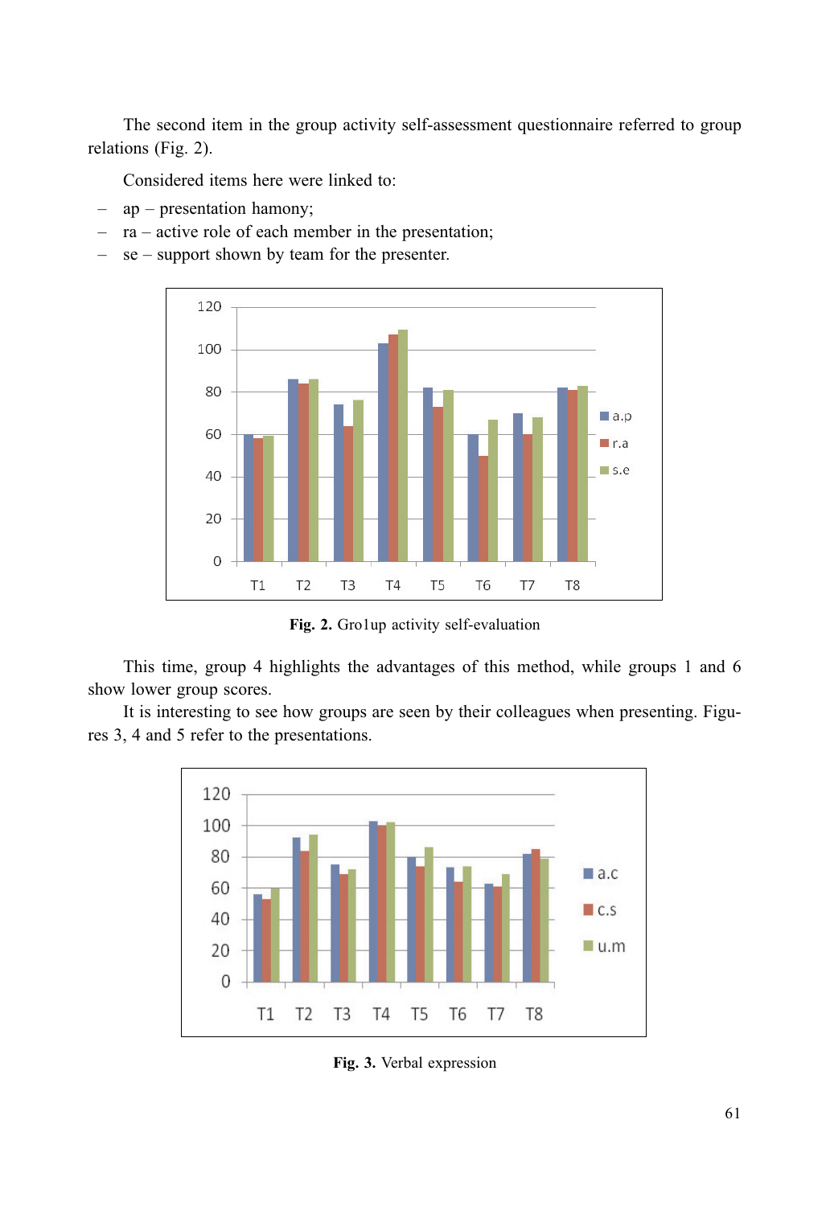The second item in the group activity self-assessment questionnaire referred to group relations (Fig. 2).

Considered items here were linked to:

– ap – presentation hamony;
– ra – active role of each member in the presentation;
– se – support shown by team for the presenter.

**Fig. 2.** Gro1up activity self-evaluation

This time, group 4 highlights the advantages of this method, while groups 1 and 6 show lower group scores.

It is interesting to see how groups are seen by their colleagues when presenting. Figures 3, 4 and 5 refer to the presentations.

**Fig. 3.** Verbal expression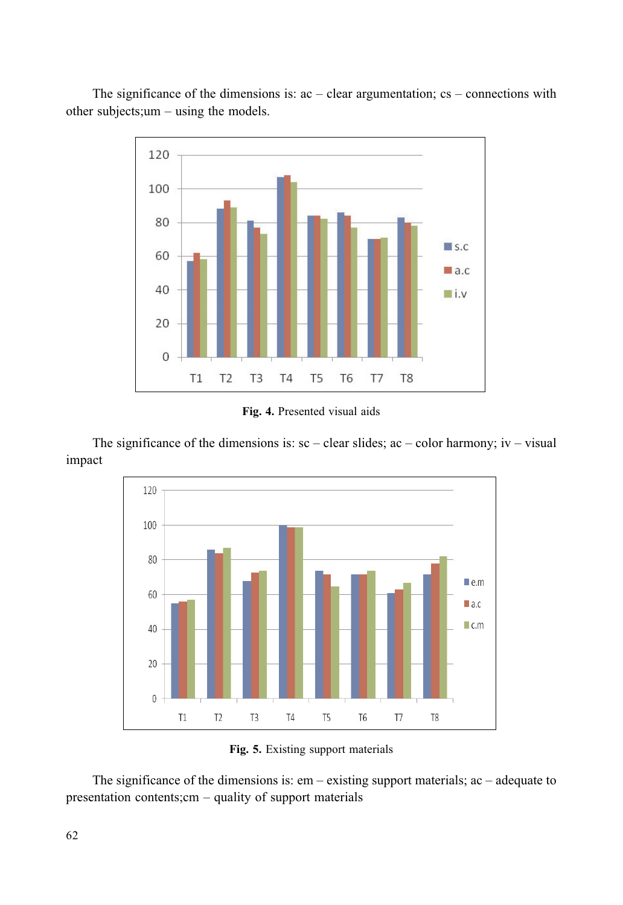The significance of the dimensions is: ac – clear argumentation; cs – connections with other subjects;um – using the models.

**Fig. 4.** Presented visual aids

The significance of the dimensions is: sc – clear slides; ac – color harmony; iv – visual impact

**Fig. 5.** Existing support materials

The significance of the dimensions is: em – existing support materials; ac – adequate to presentation contents;cm – quality of support materials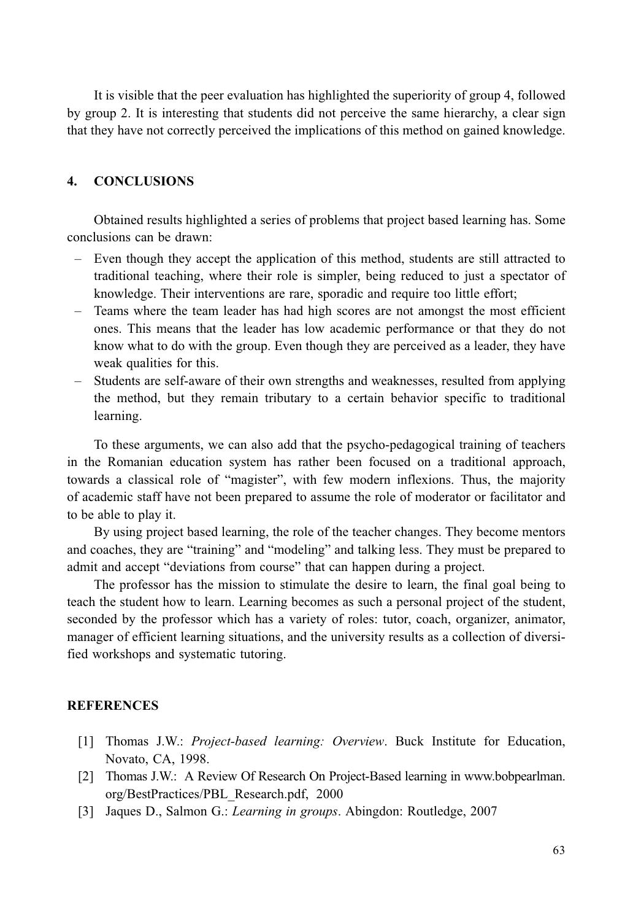It is visible that the peer evaluation has highlighted the superiority of group 4, followed by group 2. It is interesting that students did not perceive the same hierarchy, a clear sign that they have not correctly perceived the implications of this method on gained knowledge.

## 4. CONCLUSIONS

Obtained results highlighted a series of problems that project based learning has. Some conclusions can be drawn:

- Even though they accept the application of this method, students are still attracted to traditional teaching, where their role is simpler, being reduced to just a spectator of knowledge. Their interventions are rare, sporadic and require too little effort;
- Teams where the team leader has had high scores are not amongst the most efficient ones. This means that the leader has low academic performance or that they do not know what to do with the group. Even though they are perceived as a leader, they have weak qualities for this.
- Students are self-aware of their own strengths and weaknesses, resulted from applying the method, but they remain tributary to a certain behavior specific to traditional learning.

To these arguments, we can also add that the psycho-pedagogical training of teachers in the Romanian education system has rather been focused on a traditional approach, towards a classical role of "magister", with few modern inflexions. Thus, the majority of academic staff have not been prepared to assume the role of moderator or facilitator and to be able to play it.

By using project based learning, the role of the teacher changes. They become mentors and coaches, they are "training" and "modeling" and talking less. They must be prepared to admit and accept "deviations from course" that can happen during a project.

The professor has the mission to stimulate the desire to learn, the final goal being to teach the student how to learn. Learning becomes as such a personal project of the student, seconded by the professor which has a variety of roles: tutor, coach, organizer, animator, manager of efficient learning situations, and the university results as a collection of diversified workshops and systematic tutoring.

## REFERENCES

[1] Thomas J.W.: *Project-based learning: Overview*. Buck Institute for Education, Novato, CA, 1998.

[2] Thomas J.W.: A Review Of Research On Project-Based learning in www.bobpearlman.org/BestPractices/PBL_Research.pdf, 2000

[3] Jaques D., Salmon G.: *Learning in groups*. Abingdon: Routledge, 2007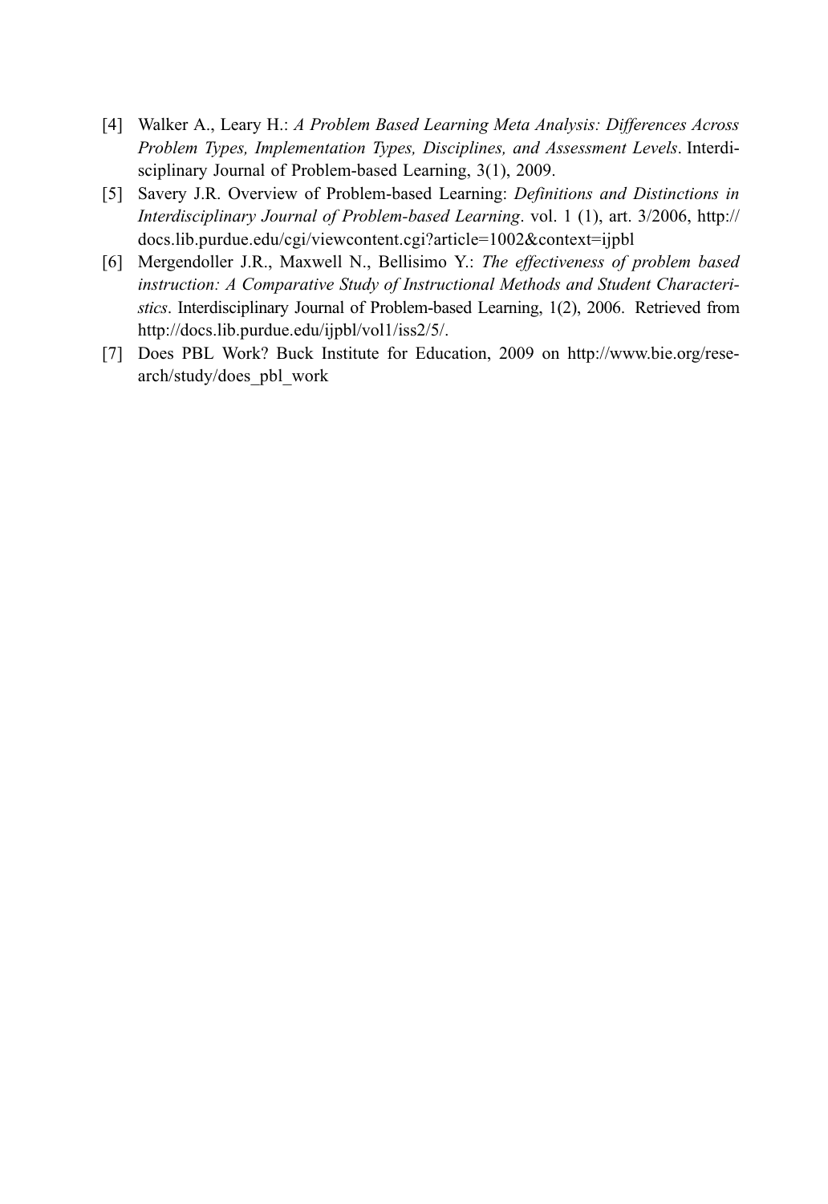[4] Walker A., Leary H.: *A Problem Based Learning Meta Analysis: Differences Across Problem Types, Implementation Types, Disciplines, and Assessment Levels*. Interdisciplinary Journal of Problem-based Learning, 3(1), 2009.

[5] Savery J.R. Overview of Problem-based Learning: *Definitions and Distinctions in Interdisciplinary Journal of Problem-based Learning*. vol. 1 (1), art. 3/2006, http://docs.lib.purdue.edu/cgi/viewcontent.cgi?article=1002&context=ijpbl

[6] Mergendoller J.R., Maxwell N., Bellisimo Y.: *The effectiveness of problem based instruction: A Comparative Study of Instructional Methods and Student Characteristics*. Interdisciplinary Journal of Problem-based Learning, 1(2), 2006. Retrieved from http://docs.lib.purdue.edu/ijpbl/vol1/iss2/5/.

[7] Does PBL Work? Buck Institute for Education, 2009 on http://www.bie.org/research/study/does_pbl_work